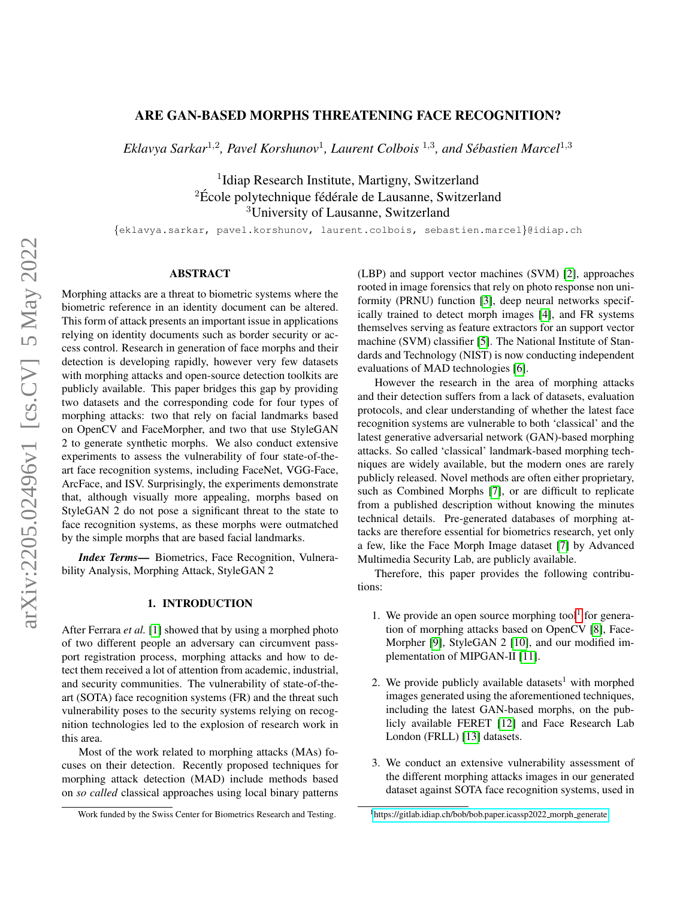# ARE GAN-BASED MORPHS THREATENING FACE RECOGNITION?

*Eklavya Sarkar*[1,2], *Pavel Korshunov*[1], *Laurent Colbois* [1,3], *and Sébastien Marcel*[1,3]

[1]Idiap Research Institute, Martigny, Switzerland
[2]École polytechnique fédérale de Lausanne, Switzerland
[3]University of Lausanne, Switzerland

{eklavya.sarkar, pavel.korshunov, laurent.colbois, sebastien.marcel}@idiap.ch

## ABSTRACT

Morphing attacks are a threat to biometric systems where the biometric reference in an identity document can be altered. This form of attack presents an important issue in applications relying on identity documents such as border security or access control. Research in generation of face morphs and their detection is developing rapidly, however very few datasets with morphing attacks and open-source detection toolkits are publicly available. This paper bridges this gap by providing two datasets and the corresponding code for four types of morphing attacks: two that rely on facial landmarks based on OpenCV and FaceMorpher, and two that use StyleGAN 2 to generate synthetic morphs. We also conduct extensive experiments to assess the vulnerability of four state-of-the-art face recognition systems, including FaceNet, VGG-Face, ArcFace, and ISV. Surprisingly, the experiments demonstrate that, although visually more appealing, morphs based on StyleGAN 2 do not pose a significant threat to the state to face recognition systems, as these morphs were outmatched by the simple morphs that are based facial landmarks.

***Index Terms*—** Biometrics, Face Recognition, Vulnerability Analysis, Morphing Attack, StyleGAN 2

## 1. INTRODUCTION

After Ferrara *et al.* [1] showed that by using a morphed photo of two different people an adversary can circumvent passport registration process, morphing attacks and how to detect them received a lot of attention from academic, industrial, and security communities. The vulnerability of state-of-the-art (SOTA) face recognition systems (FR) and the threat such vulnerability poses to the security systems relying on recognition technologies led to the explosion of research work in this area.

Most of the work related to morphing attacks (MAs) focuses on their detection. Recently proposed techniques for morphing attack detection (MAD) include methods based on *so called* classical approaches using local binary patterns (LBP) and support vector machines (SVM) [2], approaches rooted in image forensics that rely on photo response non uniformity (PRNU) function [3], deep neural networks specifically trained to detect morph images [4], and FR systems themselves serving as feature extractors for an support vector machine (SVM) classifier [5]. The National Institute of Standards and Technology (NIST) is now conducting independent evaluations of MAD technologies [6].

However the research in the area of morphing attacks and their detection suffers from a lack of datasets, evaluation protocols, and clear understanding of whether the latest face recognition systems are vulnerable to both 'classical' and the latest generative adversarial network (GAN)-based morphing attacks. So called 'classical' landmark-based morphing techniques are widely available, but the modern ones are rarely publicly released. Novel methods are often either proprietary, such as Combined Morphs [7], or are difficult to replicate from a published description without knowing the minutes technical details. Pre-generated databases of morphing attacks are therefore essential for biometrics research, yet only a few, like the Face Morph Image dataset [7] by Advanced Multimedia Security Lab, are publicly available.

Therefore, this paper provides the following contributions:

1. We provide an open source morphing tool[1] for generation of morphing attacks based on OpenCV [8], FaceMorpher [9], StyleGAN 2 [10], and our modified implementation of MIPGAN-II [11].

2. We provide publicly available datasets[1] with morphed images generated using the aforementioned techniques, including the latest GAN-based morphs, on the publicly available FERET [12] and Face Research Lab London (FRLL) [13] datasets.

3. We conduct an extensive vulnerability assessment of the different morphing attacks images in our generated dataset against SOTA face recognition systems, used in

Work funded by the Swiss Center for Biometrics Research and Testing.

[1]https://gitlab.idiap.ch/bob/bob.paper.icassp2022_morph_generate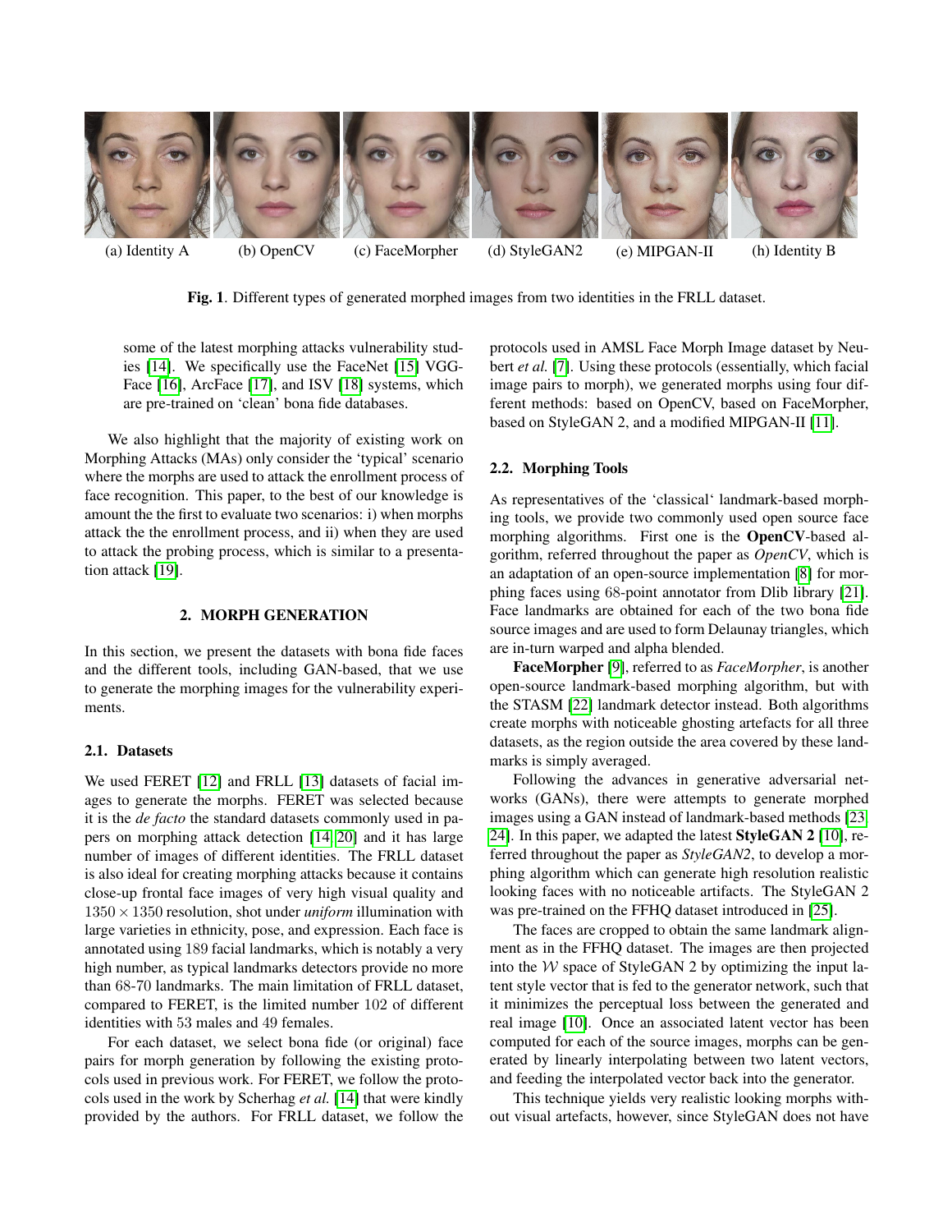(a) Identity A (b) OpenCV (c) FaceMorpher (d) StyleGAN2 (e) MIPGAN-II (h) Identity B

**Fig. 1**. Different types of generated morphed images from two identities in the FRLL dataset.

some of the latest morphing attacks vulnerability studies [14]. We specifically use the FaceNet [15] VGG-Face [16], ArcFace [17], and ISV [18] systems, which are pre-trained on 'clean' bona fide databases.

We also highlight that the majority of existing work on Morphing Attacks (MAs) only consider the 'typical' scenario where the morphs are used to attack the enrollment process of face recognition. This paper, to the best of our knowledge is amount the the first to evaluate two scenarios: i) when morphs attack the the enrollment process, and ii) when they are used to attack the probing process, which is similar to a presentation attack [19].

## 2. MORPH GENERATION

In this section, we present the datasets with bona fide faces and the different tools, including GAN-based, that we use to generate the morphing images for the vulnerability experiments.

### 2.1. Datasets

We used FERET [12] and FRLL [13] datasets of facial images to generate the morphs. FERET was selected because it is the *de facto* the standard datasets commonly used in papers on morphing attack detection [14, 20] and it has large number of images of different identities. The FRLL dataset is also ideal for creating morphing attacks because it contains close-up frontal face images of very high visual quality and $1350 \times 1350$ resolution, shot under *uniform* illumination with large varieties in ethnicity, pose, and expression. Each face is annotated using 189 facial landmarks, which is notably a very high number, as typical landmarks detectors provide no more than 68-70 landmarks. The main limitation of FRLL dataset, compared to FERET, is the limited number 102 of different identities with 53 males and 49 females.

For each dataset, we select bona fide (or original) face pairs for morph generation by following the existing protocols used in previous work. For FERET, we follow the protocols used in the work by Scherhag *et al.* [14] that were kindly provided by the authors. For FRLL dataset, we follow the protocols used in AMSL Face Morph Image dataset by Neubert *et al.* [7]. Using these protocols (essentially, which facial image pairs to morph), we generated morphs using four different methods: based on OpenCV, based on FaceMorpher, based on StyleGAN 2, and a modified MIPGAN-II [11].

### 2.2. Morphing Tools

As representatives of the 'classical' landmark-based morphing tools, we provide two commonly used open source face morphing algorithms. First one is the **OpenCV**-based algorithm, referred throughout the paper as *OpenCV*, which is an adaptation of an open-source implementation [8] for morphing faces using 68-point annotator from Dlib library [21]. Face landmarks are obtained for each of the two bona fide source images and are used to form Delaunay triangles, which are in-turn warped and alpha blended.

**FaceMorpher** [9], referred to as *FaceMorpher*, is another open-source landmark-based morphing algorithm, but with the STASM [22] landmark detector instead. Both algorithms create morphs with noticeable ghosting artefacts for all three datasets, as the region outside the area covered by these landmarks is simply averaged.

Following the advances in generative adversarial networks (GANs), there were attempts to generate morphed images using a GAN instead of landmark-based methods [23, 24]. In this paper, we adapted the latest **StyleGAN 2** [10], referred throughout the paper as *StyleGAN2*, to develop a morphing algorithm which can generate high resolution realistic looking faces with no noticeable artifacts. The StyleGAN 2 was pre-trained on the FFHQ dataset introduced in [25].

The faces are cropped to obtain the same landmark alignment as in the FFHQ dataset. The images are then projected into the $\mathcal{W}$ space of StyleGAN 2 by optimizing the input latent style vector that is fed to the generator network, such that it minimizes the perceptual loss between the generated and real image [10]. Once an associated latent vector has been computed for each of the source images, morphs can be generated by linearly interpolating between two latent vectors, and feeding the interpolated vector back into the generator.

This technique yields very realistic looking morphs without visual artefacts, however, since StyleGAN does not have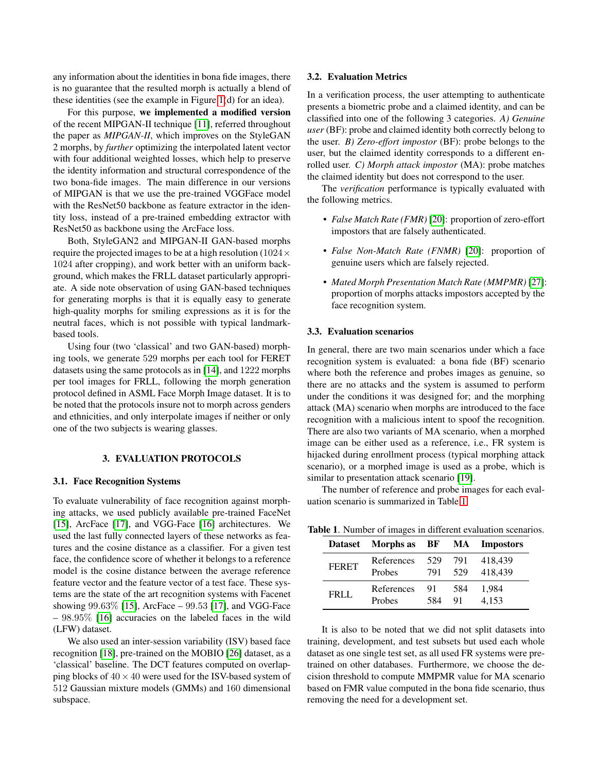any information about the identities in bona fide images, there is no guarantee that the resulted morph is actually a blend of these identities (see the example in Figure 1(d) for an idea).

For this purpose, **we implemented a modified version** of the recent MIPGAN-II technique [11], referred throughout the paper as *MIPGAN-II*, which improves on the StyleGAN 2 morphs, by *further* optimizing the interpolated latent vector with four additional weighted losses, which help to preserve the identity information and structural correspondence of the two bona-fide images. The main difference in our versions of MIPGAN is that we use the pre-trained VGGFace model with the ResNet50 backbone as feature extractor in the identity loss, instead of a pre-trained embedding extractor with ResNet50 as backbone using the ArcFace loss.

Both, StyleGAN2 and MIPGAN-II GAN-based morphs require the projected images to be at a high resolution ($1024 \times 1024$ after cropping), and work better with an uniform background, which makes the FRLL dataset particularly appropriate. A side note observation of using GAN-based techniques for generating morphs is that it is equally easy to generate high-quality morphs for smiling expressions as it is for the neutral faces, which is not possible with typical landmark-based tools.

Using four (two 'classical' and two GAN-based) morphing tools, we generate 529 morphs per each tool for FERET datasets using the same protocols as in [14], and 1222 morphs per tool images for FRLL, following the morph generation protocol defined in ASML Face Morph Image dataset. It is to be noted that the protocols insure not to morph across genders and ethnicities, and only interpolate images if neither or only one of the two subjects is wearing glasses.

## 3. EVALUATION PROTOCOLS

### 3.1. Face Recognition Systems

To evaluate vulnerability of face recognition against morphing attacks, we used publicly available pre-trained FaceNet [15], ArcFace [17], and VGG-Face [16] architectures. We used the last fully connected layers of these networks as features and the cosine distance as a classifier. For a given test face, the confidence score of whether it belongs to a reference model is the cosine distance between the average reference feature vector and the feature vector of a test face. These systems are the state of the art recognition systems with Facenet showing 99.63% [15], ArcFace – 99.53 [17], and VGG-Face – 98.95% [16] accuracies on the labeled faces in the wild (LFW) dataset.

We also used an inter-session variability (ISV) based face recognition [18], pre-trained on the MOBIO [26] dataset, as a 'classical' baseline. The DCT features computed on overlapping blocks of $40 \times 40$ were used for the ISV-based system of 512 Gaussian mixture models (GMMs) and 160 dimensional subspace.

### 3.2. Evaluation Metrics

In a verification process, the user attempting to authenticate presents a biometric probe and a claimed identity, and can be classified into one of the following 3 categories. *A) Genuine user* (BF): probe and claimed identity both correctly belong to the user. *B) Zero-effort impostor* (BF): probe belongs to the user, but the claimed identity corresponds to a different enrolled user. *C) Morph attack impostor* (MA): probe matches the claimed identity but does not correspond to the user.

The *verification* performance is typically evaluated with the following metrics.

- *False Match Rate (FMR)* [20]: proportion of zero-effort impostors that are falsely authenticated.
- *False Non-Match Rate (FNMR)* [20]: proportion of genuine users which are falsely rejected.
- *Mated Morph Presentation Match Rate (MMPMR)* [27]: proportion of morphs attacks impostors accepted by the face recognition system.

### 3.3. Evaluation scenarios

In general, there are two main scenarios under which a face recognition system is evaluated: a bona fide (BF) scenario where both the reference and probes images as genuine, so there are no attacks and the system is assumed to perform under the conditions it was designed for; and the morphing attack (MA) scenario when morphs are introduced to the face recognition with a malicious intent to spoof the recognition. There are also two variants of MA scenario, when a morphed image can be either used as a reference, i.e., FR system is hijacked during enrollment process (typical morphing attack scenario), or a morphed image is used as a probe, which is similar to presentation attack scenario [19].

The number of reference and probe images for each evaluation scenario is summarized in Table 1.

**Table 1**. Number of images in different evaluation scenarios.

| Dataset | Morphs as | BF | MA | Impostors |
|---|---|---|---|---|
| FERET | References | 529 | 791 | 418,439 |
| | Probes | 791 | 529 | 418,439 |
| FRLL | References | 91 | 584 | 1,984 |
| | Probes | 584 | 91 | 4,153 |

It is also to be noted that we did not split datasets into training, development, and test subsets but used each whole dataset as one single test set, as all used FR systems were pre-trained on other databases. Furthermore, we choose the decision threshold to compute MMPMR value for MA scenario based on FMR value computed in the bona fide scenario, thus removing the need for a development set.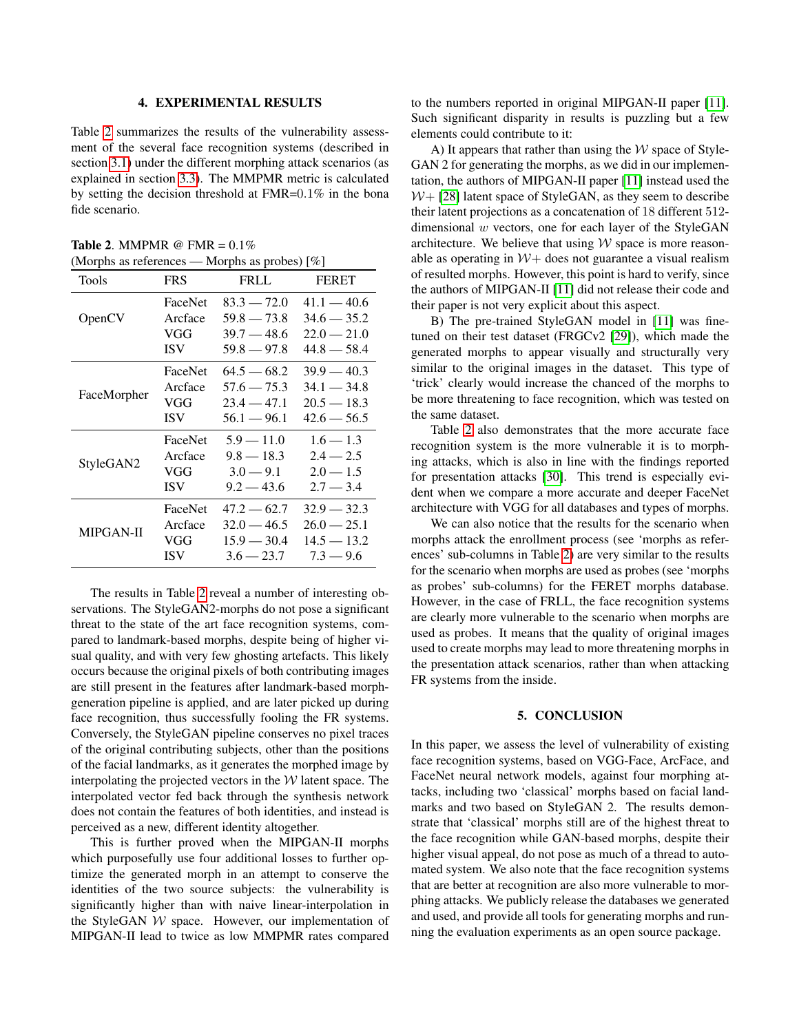## 4. EXPERIMENTAL RESULTS

Table 2 summarizes the results of the vulnerability assessment of the several face recognition systems (described in section 3.1) under the different morphing attack scenarios (as explained in section 3.3). The MMPMR metric is calculated by setting the decision threshold at FMR=0.1% in the bona fide scenario.

**Table 2**. MMPMR @ FMR = 0.1%
(Morphs as references — Morphs as probes) [%]

| Tools | FRS | FRLL | FERET |
|---|---|---|---|
| OpenCV | FaceNet | 83.3 — 72.0 | 41.1 — 40.6 |
| | Arcface | 59.8 — 73.8 | 34.6 — 35.2 |
| | VGG | 39.7 — 48.6 | 22.0 — 21.0 |
| | ISV | 59.8 — 97.8 | 44.8 — 58.4 |
| FaceMorpher | FaceNet | 64.5 — 68.2 | 39.9 — 40.3 |
| | Arcface | 57.6 — 75.3 | 34.1 — 34.8 |
| | VGG | 23.4 — 47.1 | 20.5 — 18.3 |
| | ISV | 56.1 — 96.1 | 42.6 — 56.5 |
| StyleGAN2 | FaceNet | 5.9 — 11.0 | 1.6 — 1.3 |
| | Arcface | 9.8 — 18.3 | 2.4 — 2.5 |
| | VGG | 3.0 — 9.1 | 2.0 — 1.5 |
| | ISV | 9.2 — 43.6 | 2.7 — 3.4 |
| MIPGAN-II | FaceNet | 47.2 — 62.7 | 32.9 — 32.3 |
| | Arcface | 32.0 — 46.5 | 26.0 — 25.1 |
| | VGG | 15.9 — 30.4 | 14.5 — 13.2 |
| | ISV | 3.6 — 23.7 | 7.3 — 9.6 |

The results in Table 2 reveal a number of interesting observations. The StyleGAN2-morphs do not pose a significant threat to the state of the art face recognition systems, compared to landmark-based morphs, despite being of higher visual quality, and with very few ghosting artefacts. This likely occurs because the original pixels of both contributing images are still present in the features after landmark-based morph-generation pipeline is applied, and are later picked up during face recognition, thus successfully fooling the FR systems. Conversely, the StyleGAN pipeline conserves no pixel traces of the original contributing subjects, other than the positions of the facial landmarks, as it generates the morphed image by interpolating the projected vectors in the $\mathcal{W}$ latent space. The interpolated vector fed back through the synthesis network does not contain the features of both identities, and instead is perceived as a new, different identity altogether.

This is further proved when the MIPGAN-II morphs which purposefully use four additional losses to further optimize the generated morph in an attempt to conserve the identities of the two source subjects: the vulnerability is significantly higher than with naive linear-interpolation in the StyleGAN $\mathcal{W}$ space. However, our implementation of MIPGAN-II lead to twice as low MMPMR rates compared to the numbers reported in original MIPGAN-II paper [11]. Such significant disparity in results is puzzling but a few elements could contribute to it:

A) It appears that rather than using the $\mathcal{W}$ space of StyleGAN 2 for generating the morphs, as we did in our implementation, the authors of MIPGAN-II paper [11] instead used the $\mathcal{W}+$ [28] latent space of StyleGAN, as they seem to describe their latent projections as a concatenation of 18 different 512-dimensional $w$ vectors, one for each layer of the StyleGAN architecture. We believe that using $\mathcal{W}$ space is more reasonable as operating in $\mathcal{W}+$ does not guarantee a visual realism of resulted morphs. However, this point is hard to verify, since the authors of MIPGAN-II [11] did not release their code and their paper is not very explicit about this aspect.

B) The pre-trained StyleGAN model in [11] was fine-tuned on their test dataset (FRGCv2 [29]), which made the generated morphs to appear visually and structurally very similar to the original images in the dataset. This type of 'trick' clearly would increase the chanced of the morphs to be more threatening to face recognition, which was tested on the same dataset.

Table 2 also demonstrates that the more accurate face recognition system is the more vulnerable it is to morphing attacks, which is also in line with the findings reported for presentation attacks [30]. This trend is especially evident when we compare a more accurate and deeper FaceNet architecture with VGG for all databases and types of morphs.

We can also notice that the results for the scenario when morphs attack the enrollment process (see 'morphs as references' sub-columns in Table 2) are very similar to the results for the scenario when morphs are used as probes (see 'morphs as probes' sub-columns) for the FERET morphs database. However, in the case of FRLL, the face recognition systems are clearly more vulnerable to the scenario when morphs are used as probes. It means that the quality of original images used to create morphs may lead to more threatening morphs in the presentation attack scenarios, rather than when attacking FR systems from the inside.

## 5. CONCLUSION

In this paper, we assess the level of vulnerability of existing face recognition systems, based on VGG-Face, ArcFace, and FaceNet neural network models, against four morphing attacks, including two 'classical' morphs based on facial landmarks and two based on StyleGAN 2. The results demonstrate that 'classical' morphs still are of the highest threat to the face recognition while GAN-based morphs, despite their higher visual appeal, do not pose as much of a thread to automated system. We also note that the face recognition systems that are better at recognition are also more vulnerable to morphing attacks. We publicly release the databases we generated and used, and provide all tools for generating morphs and running the evaluation experiments as an open source package.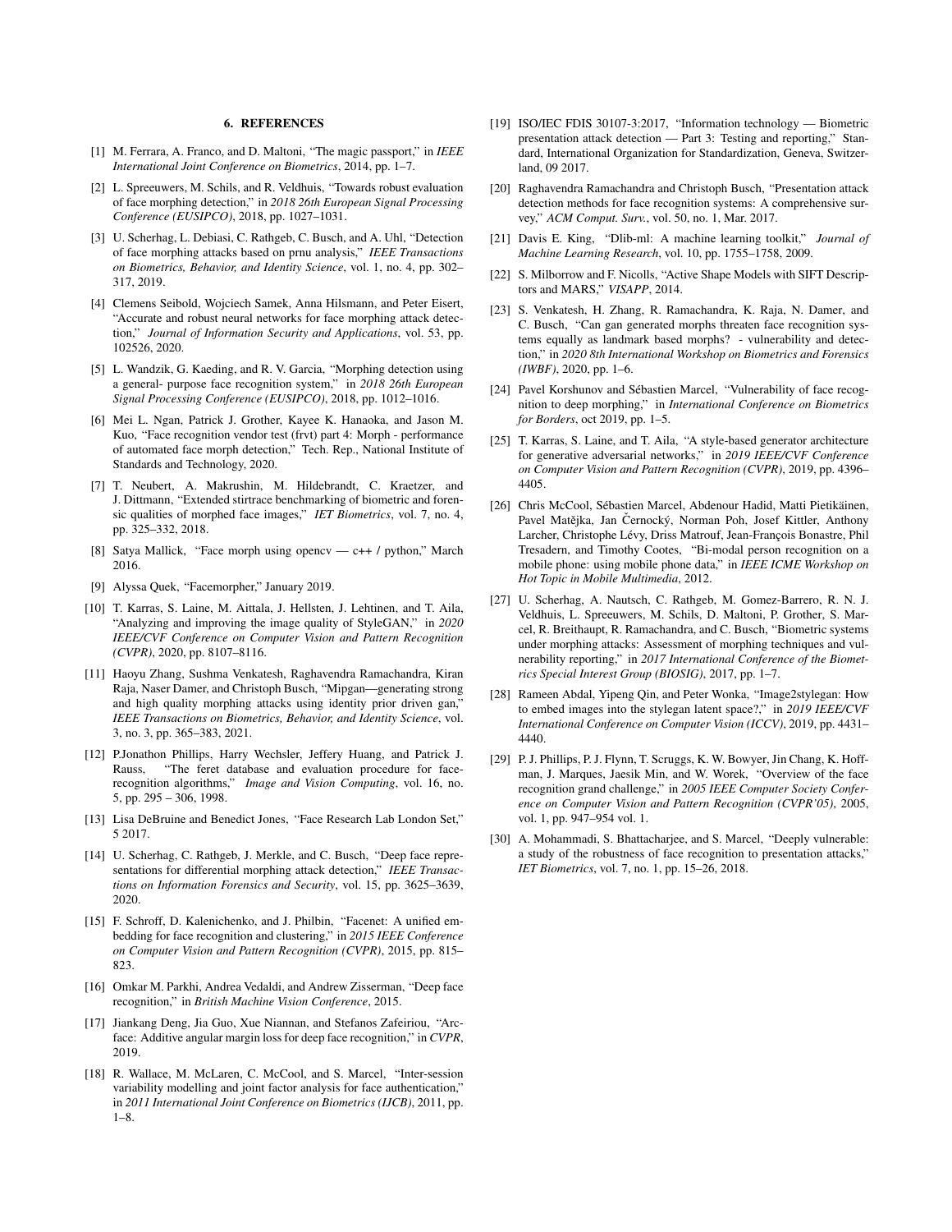## 6. REFERENCES

[1] M. Ferrara, A. Franco, and D. Maltoni, "The magic passport," in *IEEE International Joint Conference on Biometrics*, 2014, pp. 1–7.

[2] L. Spreeuwers, M. Schils, and R. Veldhuis, "Towards robust evaluation of face morphing detection," in *2018 26th European Signal Processing Conference (EUSIPCO)*, 2018, pp. 1027–1031.

[3] U. Scherhag, L. Debiasi, C. Rathgeb, C. Busch, and A. Uhl, "Detection of face morphing attacks based on prnu analysis," *IEEE Transactions on Biometrics, Behavior, and Identity Science*, vol. 1, no. 4, pp. 302–317, 2019.

[4] Clemens Seibold, Wojciech Samek, Anna Hilsmann, and Peter Eisert, "Accurate and robust neural networks for face morphing attack detection," *Journal of Information Security and Applications*, vol. 53, pp. 102526, 2020.

[5] L. Wandzik, G. Kaeding, and R. V. Garcia, "Morphing detection using a general- purpose face recognition system," in *2018 26th European Signal Processing Conference (EUSIPCO)*, 2018, pp. 1012–1016.

[6] Mei L. Ngan, Patrick J. Grother, Kayee K. Hanaoka, and Jason M. Kuo, "Face recognition vendor test (frvt) part 4: Morph - performance of automated face morph detection," Tech. Rep., National Institute of Standards and Technology, 2020.

[7] T. Neubert, A. Makrushin, M. Hildebrandt, C. Kraetzer, and J. Dittmann, "Extended stirtrace benchmarking of biometric and forensic qualities of morphed face images," *IET Biometrics*, vol. 7, no. 4, pp. 325–332, 2018.

[8] Satya Mallick, "Face morph using opencv — c++ / python," March 2016.

[9] Alyssa Quek, "Facemorpher," January 2019.

[10] T. Karras, S. Laine, M. Aittala, J. Hellsten, J. Lehtinen, and T. Aila, "Analyzing and improving the image quality of StyleGAN," in *2020 IEEE/CVF Conference on Computer Vision and Pattern Recognition (CVPR)*, 2020, pp. 8107–8116.

[11] Haoyu Zhang, Sushma Venkatesh, Raghavendra Ramachandra, Kiran Raja, Naser Damer, and Christoph Busch, "Mipgan—generating strong and high quality morphing attacks using identity prior driven gan," *IEEE Transactions on Biometrics, Behavior, and Identity Science*, vol. 3, no. 3, pp. 365–383, 2021.

[12] P.Jonathon Phillips, Harry Wechsler, Jeffery Huang, and Patrick J. Rauss, "The feret database and evaluation procedure for face-recognition algorithms," *Image and Vision Computing*, vol. 16, no. 5, pp. 295 – 306, 1998.

[13] Lisa DeBruine and Benedict Jones, "Face Research Lab London Set," 5 2017.

[14] U. Scherhag, C. Rathgeb, J. Merkle, and C. Busch, "Deep face representations for differential morphing attack detection," *IEEE Transactions on Information Forensics and Security*, vol. 15, pp. 3625–3639, 2020.

[15] F. Schroff, D. Kalenichenko, and J. Philbin, "Facenet: A unified embedding for face recognition and clustering," in *2015 IEEE Conference on Computer Vision and Pattern Recognition (CVPR)*, 2015, pp. 815–823.

[16] Omkar M. Parkhi, Andrea Vedaldi, and Andrew Zisserman, "Deep face recognition," in *British Machine Vision Conference*, 2015.

[17] Jiankang Deng, Jia Guo, Xue Niannan, and Stefanos Zafeiriou, "Arcface: Additive angular margin loss for deep face recognition," in *CVPR*, 2019.

[18] R. Wallace, M. McLaren, C. McCool, and S. Marcel, "Inter-session variability modelling and joint factor analysis for face authentication," in *2011 International Joint Conference on Biometrics (IJCB)*, 2011, pp. 1–8.

[19] ISO/IEC FDIS 30107-3:2017, "Information technology — Biometric presentation attack detection — Part 3: Testing and reporting," Standard, International Organization for Standardization, Geneva, Switzerland, 09 2017.

[20] Raghavendra Ramachandra and Christoph Busch, "Presentation attack detection methods for face recognition systems: A comprehensive survey," *ACM Comput. Surv.*, vol. 50, no. 1, Mar. 2017.

[21] Davis E. King, "Dlib-ml: A machine learning toolkit," *Journal of Machine Learning Research*, vol. 10, pp. 1755–1758, 2009.

[22] S. Milborrow and F. Nicolls, "Active Shape Models with SIFT Descriptors and MARS," *VISAPP*, 2014.

[23] S. Venkatesh, H. Zhang, R. Ramachandra, K. Raja, N. Damer, and C. Busch, "Can gan generated morphs threaten face recognition systems equally as landmark based morphs? - vulnerability and detection," in *2020 8th International Workshop on Biometrics and Forensics (IWBF)*, 2020, pp. 1–6.

[24] Pavel Korshunov and Sébastien Marcel, "Vulnerability of face recognition to deep morphing," in *International Conference on Biometrics for Borders*, oct 2019, pp. 1–5.

[25] T. Karras, S. Laine, and T. Aila, "A style-based generator architecture for generative adversarial networks," in *2019 IEEE/CVF Conference on Computer Vision and Pattern Recognition (CVPR)*, 2019, pp. 4396–4405.

[26] Chris McCool, Sébastien Marcel, Abdenour Hadid, Matti Pietikäinen, Pavel Matějka, Jan Černocký, Norman Poh, Josef Kittler, Anthony Larcher, Christophe Lévy, Driss Matrouf, Jean-François Bonastre, Phil Tresadern, and Timothy Cootes, "Bi-modal person recognition on a mobile phone: using mobile phone data," in *IEEE ICME Workshop on Hot Topic in Mobile Multimedia*, 2012.

[27] U. Scherhag, A. Nautsch, C. Rathgeb, M. Gomez-Barrero, R. N. J. Veldhuis, L. Spreeuwers, M. Schils, D. Maltoni, P. Grother, S. Marcel, R. Breithaupt, R. Ramachandra, and C. Busch, "Biometric systems under morphing attacks: Assessment of morphing techniques and vulnerability reporting," in *2017 International Conference of the Biometrics Special Interest Group (BIOSIG)*, 2017, pp. 1–7.

[28] Rameen Abdal, Yipeng Qin, and Peter Wonka, "Image2stylegan: How to embed images into the stylegan latent space?," in *2019 IEEE/CVF International Conference on Computer Vision (ICCV)*, 2019, pp. 4431–4440.

[29] P. J. Phillips, P. J. Flynn, T. Scruggs, K. W. Bowyer, Jin Chang, K. Hoffman, J. Marques, Jaesik Min, and W. Worek, "Overview of the face recognition grand challenge," in *2005 IEEE Computer Society Conference on Computer Vision and Pattern Recognition (CVPR'05)*, 2005, vol. 1, pp. 947–954 vol. 1.

[30] A. Mohammadi, S. Bhattacharjee, and S. Marcel, "Deeply vulnerable: a study of the robustness of face recognition to presentation attacks," *IET Biometrics*, vol. 7, no. 1, pp. 15–26, 2018.